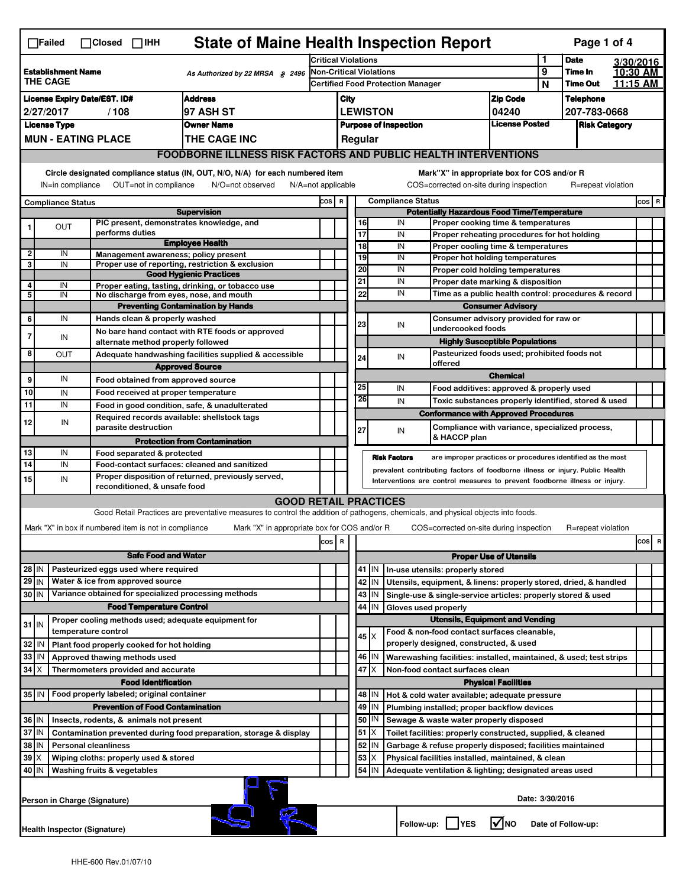☐Failed ☐Closed ☐IHH

# State of Maine Health Inspection Report

| | | | | |
|---|---|---|---|---|
| **Establishment Name** THE CAGE | As Authorized by 22 MRSA § 2496 | Critical Violations | 1 | **Date** 3/30/2016 |
| | | Non-Critical Violations | 9 | **Time In** 10:30 AM |
| | | Certified Food Protection Manager | N | **Time Out** 11:15 AM |

| License Expiry Date/EST. ID# | Address | City | Zip Code | Telephone |
|---|---|---|---|---|
| 2/27/2017 / 108 | 97 ASH ST | LEWISTON | 04240 | 207-783-0668 |

| License Type | Owner Name | Purpose of Inspection | License Posted | Risk Category |
|---|---|---|---|---|
| MUN - EATING PLACE | THE CAGE INC | Regular | | |

## FOODBORNE ILLNESS RISK FACTORS AND PUBLIC HEALTH INTERVENTIONS

Circle designated compliance status (IN, OUT, N/O, N/A) for each numbered item. IN=in compliance OUT=not in compliance N/O=not observed N/A=not applicable

Mark "X" in appropriate box for COS and/or R. COS=corrected on-site during inspection R=repeat violation

| # | Compliance Status | Item | COS | R |
|---|---|---|---|---|
| | | **Supervision** | | |
| 1 | OUT | PIC present, demonstrates knowledge, and performs duties | | |
| | | **Employee Health** | | |
| 2 | IN | Management awareness; policy present | | |
| 3 | IN | Proper use of reporting, restriction & exclusion | | |
| | | **Good Hygienic Practices** | | |
| 4 | IN | Proper eating, tasting, drinking, or tobacco use | | |
| 5 | IN | No discharge from eyes, nose, and mouth | | |
| | | **Preventing Contamination by Hands** | | |
| 6 | IN | Hands clean & properly washed | | |
| 7 | IN | No bare hand contact with RTE foods or approved alternate method properly followed | | |
| 8 | OUT | Adequate handwashing facilities supplied & accessible | | |
| | | **Approved Source** | | |
| 9 | IN | Food obtained from approved source | | |
| 10 | IN | Food received at proper temperature | | |
| 11 | IN | Food in good condition, safe, & unadulterated | | |
| 12 | IN | Required records available: shellstock tags parasite destruction | | |
| | | **Protection from Contamination** | | |
| 13 | IN | Food separated & protected | | |
| 14 | IN | Food-contact surfaces: cleaned and sanitized | | |
| 15 | IN | Proper disposition of returned, previously served, reconditioned, & unsafe food | | |
| | | **Potentially Hazardous Food Time/Temperature** | | |
| 16 | IN | Proper cooking time & temperatures | | |
| 17 | IN | Proper reheating procedures for hot holding | | |
| 18 | IN | Proper cooling time & temperatures | | |
| 19 | IN | Proper hot holding temperatures | | |
| 20 | IN | Proper cold holding temperatures | | |
| 21 | IN | Proper date marking & disposition | | |
| 22 | IN | Time as a public health control: procedures & record | | |
| | | **Consumer Advisory** | | |
| 23 | IN | Consumer advisory provided for raw or undercooked foods | | |
| | | **Highly Susceptible Populations** | | |
| 24 | IN | Pasteurized foods used; prohibited foods not offered | | |
| | | **Chemical** | | |
| 25 | IN | Food additives: approved & properly used | | |
| 26 | IN | Toxic substances properly identified, stored & used | | |
| | | **Conformance with Approved Procedures** | | |
| 27 | IN | Compliance with variance, specialized process, & HACCP plan | | |

**Risk Factors** are improper practices or procedures identified as the most prevalent contributing factors of foodborne illness or injury. Public Health Interventions are control measures to prevent foodborne illness or injury.

## GOOD RETAIL PRACTICES

Good Retail Practices are preventative measures to control the addition of pathogens, chemicals, and physical objects into foods.

Mark "X" in box if numbered item is not in compliance. Mark "X" in appropriate box for COS and/or R. COS=corrected on-site during inspection R=repeat violation

| # | Status | Item | COS | R |
|---|---|---|---|---|
| | | **Safe Food and Water** | | |
| 28 | IN | Pasteurized eggs used where required | | |
| 29 | IN | Water & ice from approved source | | |
| 30 | IN | Variance obtained for specialized processing methods | | |
| | | **Food Temperature Control** | | |
| 31 | IN | Proper cooling methods used; adequate equipment for temperature control | | |
| 32 | IN | Plant food properly cooked for hot holding | | |
| 33 | IN | Approved thawing methods used | | |
| 34 | X | Thermometers provided and accurate | | |
| | | **Food Identification** | | |
| 35 | IN | Food properly labeled; original container | | |
| | | **Prevention of Food Contamination** | | |
| 36 | IN | Insects, rodents, & animals not present | | |
| 37 | IN | Contamination prevented during food preparation, storage & display | | |
| 38 | IN | Personal cleanliness | | |
| 39 | X | Wiping cloths: properly used & stored | | |
| 40 | IN | Washing fruits & vegetables | | |
| | | **Proper Use of Utensils** | | |
| 41 | IN | In-use utensils: properly stored | | |
| 42 | IN | Utensils, equipment, & linens: properly stored, dried, & handled | | |
| 43 | IN | Single-use & single-service articles: properly stored & used | | |
| 44 | IN | Gloves used properly | | |
| | | **Utensils, Equipment and Vending** | | |
| 45 | X | Food & non-food contact surfaces cleanable, properly designed, constructed, & used | | |
| 46 | IN | Warewashing facilities: installed, maintained, & used; test strips | | |
| 47 | X | Non-food contact surfaces clean | | |
| | | **Physical Facilities** | | |
| 48 | IN | Hot & cold water available; adequate pressure | | |
| 49 | IN | Plumbing installed; proper backflow devices | | |
| 50 | IN | Sewage & waste water properly disposed | | |
| 51 | X | Toilet facilities: properly constructed, supplied, & cleaned | | |
| 52 | IN | Garbage & refuse properly disposed; facilities maintained | | |
| 53 | X | Physical facilities installed, maintained, & clean | | |
| 54 | IN | Adequate ventilation & lighting; designated areas used | | |

Person in Charge (Signature) — Date: 3/30/2016

Health Inspector (Signature) — Follow-up: ☐ YES ☑ NO Date of Follow-up:

HHE-600 Rev.01/07/10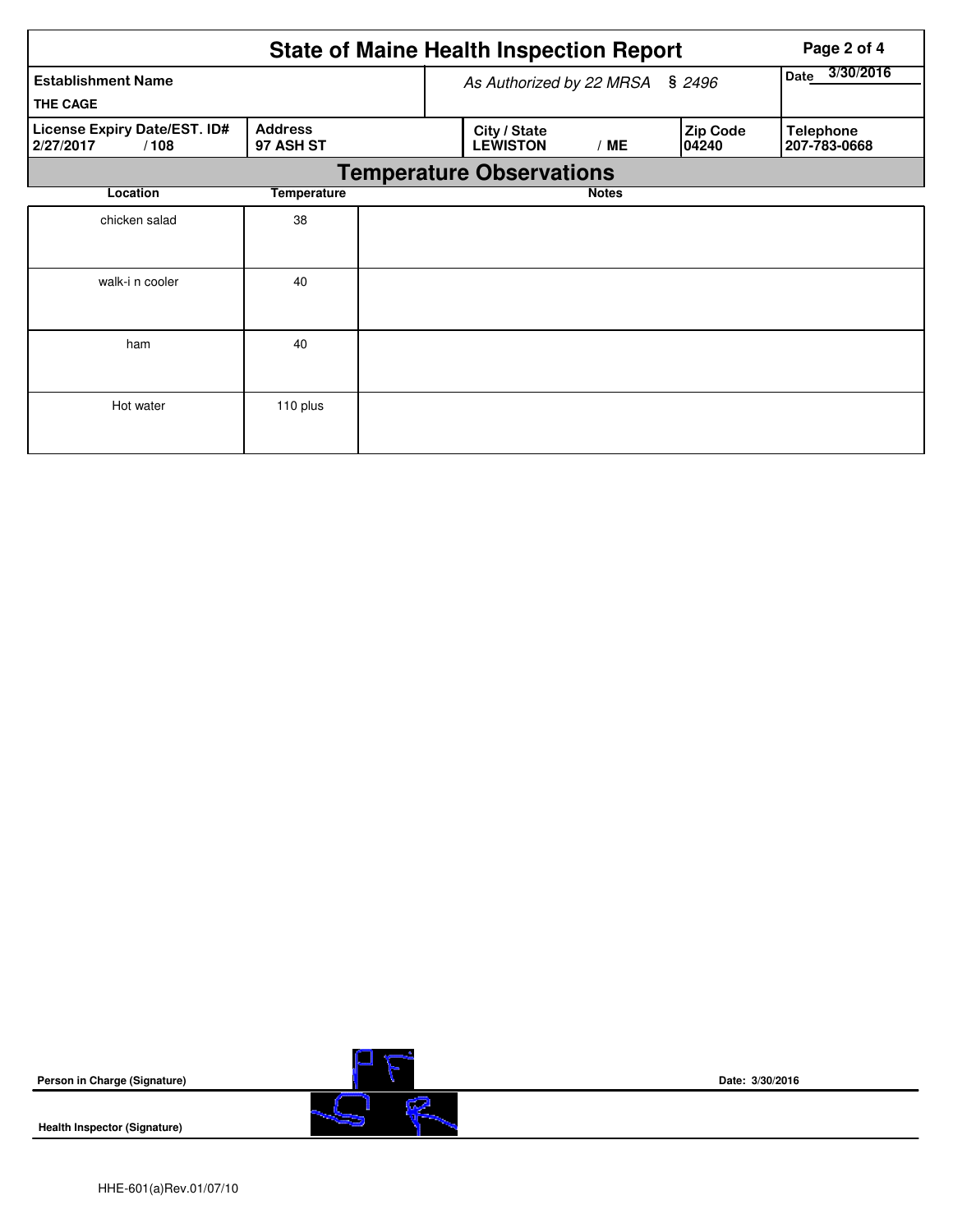# State of Maine Health Inspection Report

| Establishment Name | As Authorized by 22 MRSA § 2496 | | | | Date 3/30/2016 |
|---|---|---|---|---|---|
| THE CAGE | | | | | |
| License Expiry Date/EST. ID# | Address | City / State | | Zip Code | Telephone |
| 2/27/2017 / 108 | 97 ASH ST | LEWISTON | / ME | 04240 | 207-783-0668 |

## Temperature Observations

| Location | Temperature | Notes |
|---|---|---|
| chicken salad | 38 | |
| walk-i n cooler | 40 | |
| ham | 40 | |
| Hot water | 110 plus | |

**Person in Charge (Signature)** PF **Date:** 3/30/2016

**Health Inspector (Signature)**

HHE-601(a)Rev.01/07/10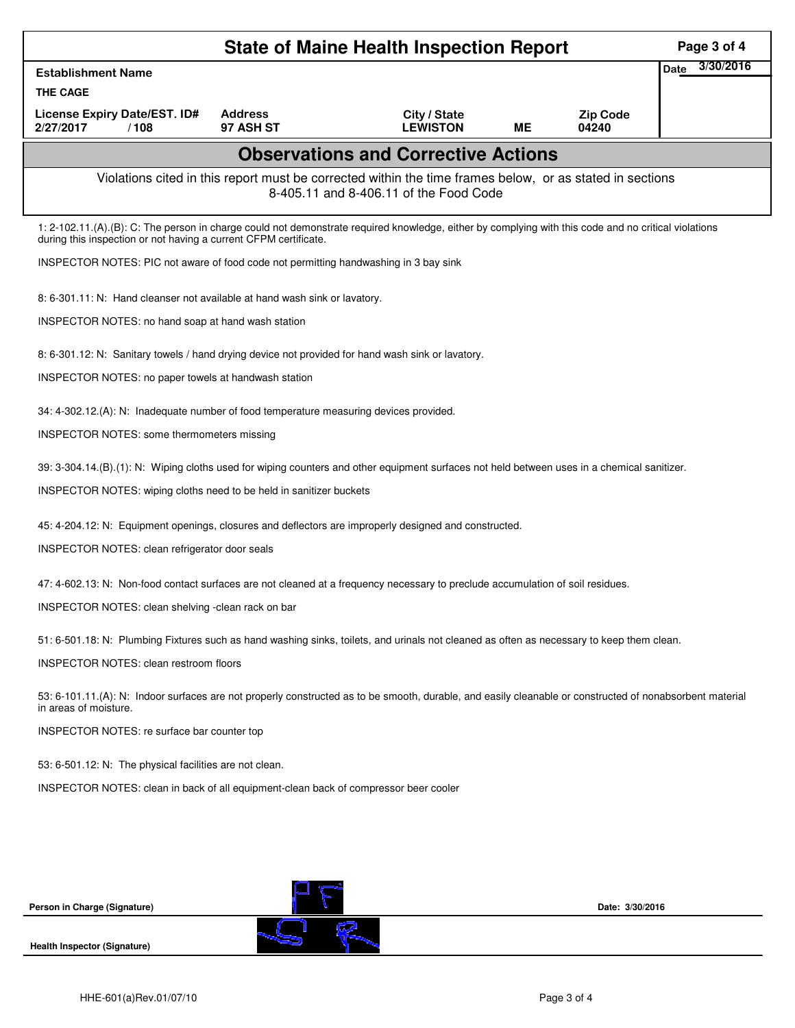# State of Maine Health Inspection Report

| Establishment Name | | | | | Date 3/30/2016 |
|---|---|---|---|---|---|
| THE CAGE | | | | | |
| License Expiry Date/EST. ID# | Address | City / State | | Zip Code | |
| 2/27/2017 / 108 | 97 ASH ST | LEWISTON | ME | 04240 | |

## Observations and Corrective Actions

Violations cited in this report must be corrected within the time frames below, or as stated in sections 8-405.11 and 8-406.11 of the Food Code

1: 2-102.11.(A).(B): C: The person in charge could not demonstrate required knowledge, either by complying with this code and no critical violations during this inspection or not having a current CFPM certificate.

INSPECTOR NOTES: PIC not aware of food code not permitting handwashing in 3 bay sink

8: 6-301.11: N: Hand cleanser not available at hand wash sink or lavatory.

INSPECTOR NOTES: no hand soap at hand wash station

8: 6-301.12: N: Sanitary towels / hand drying device not provided for hand wash sink or lavatory.

INSPECTOR NOTES: no paper towels at handwash station

34: 4-302.12.(A): N: Inadequate number of food temperature measuring devices provided.

INSPECTOR NOTES: some thermometers missing

39: 3-304.14.(B).(1): N: Wiping cloths used for wiping counters and other equipment surfaces not held between uses in a chemical sanitizer.

INSPECTOR NOTES: wiping cloths need to be held in sanitizer buckets

45: 4-204.12: N: Equipment openings, closures and deflectors are improperly designed and constructed.

INSPECTOR NOTES: clean refrigerator door seals

47: 4-602.13: N: Non-food contact surfaces are not cleaned at a frequency necessary to preclude accumulation of soil residues.

INSPECTOR NOTES: clean shelving -clean rack on bar

51: 6-501.18: N: Plumbing Fixtures such as hand washing sinks, toilets, and urinals not cleaned as often as necessary to keep them clean.

INSPECTOR NOTES: clean restroom floors

53: 6-101.11.(A): N: Indoor surfaces are not properly constructed as to be smooth, durable, and easily cleanable or constructed of nonabsorbent material in areas of moisture.

INSPECTOR NOTES: re surface bar counter top

53: 6-501.12: N: The physical facilities are not clean.

INSPECTOR NOTES: clean in back of all equipment-clean back of compressor beer cooler

**Person in Charge (Signature)** Date: 3/30/2016

**Health Inspector (Signature)**

HHE-601(a)Rev.01/07/10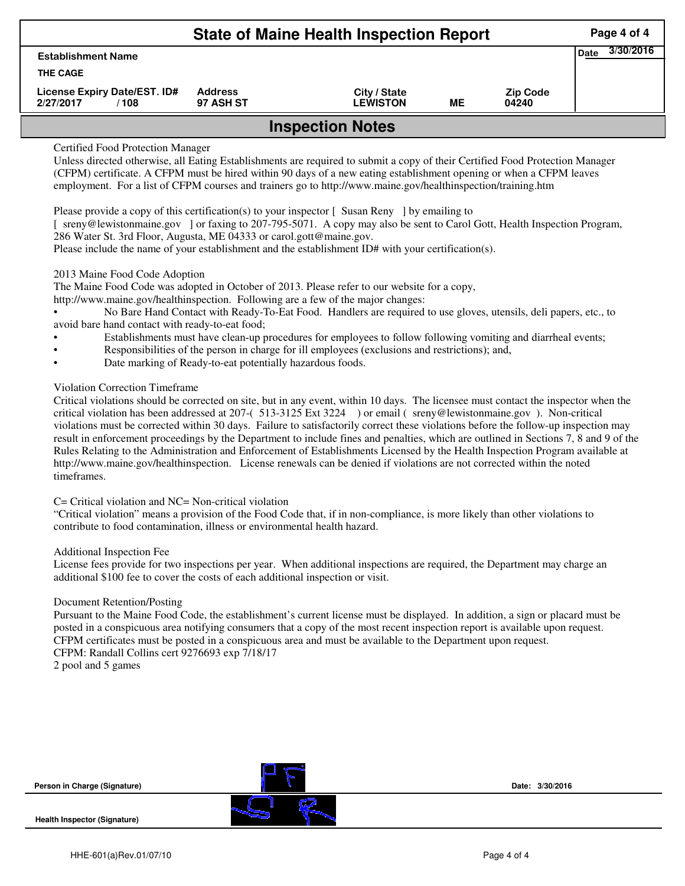# State of Maine Health Inspection Report

| Establishment Name | | | | | Date 3/30/2016 |
|---|---|---|---|---|---|
| THE CAGE | | | | | |
| License Expiry Date/EST. ID# | Address | City / State | | Zip Code | |
| 2/27/2017 / 108 | 97 ASH ST | LEWISTON | ME | 04240 | |

## Inspection Notes

Certified Food Protection Manager

Unless directed otherwise, all Eating Establishments are required to submit a copy of their Certified Food Protection Manager (CFPM) certificate. A CFPM must be hired within 90 days of a new eating establishment opening or when a CFPM leaves employment. For a list of CFPM courses and trainers go to http://www.maine.gov/healthinspection/training.htm

Please provide a copy of this certification(s) to your inspector [ Susan Reny ] by emailing to [ sreny@lewistonmaine.gov ] or faxing to 207-795-5071. A copy may also be sent to Carol Gott, Health Inspection Program, 286 Water St. 3rd Floor, Augusta, ME 04333 or carol.gott@maine.gov.

Please include the name of your establishment and the establishment ID# with your certification(s).

2013 Maine Food Code Adoption

The Maine Food Code was adopted in October of 2013. Please refer to our website for a copy, http://www.maine.gov/healthinspection. Following are a few of the major changes:

- No Bare Hand Contact with Ready-To-Eat Food. Handlers are required to use gloves, utensils, deli papers, etc., to avoid bare hand contact with ready-to-eat food;
- Establishments must have clean-up procedures for employees to follow following vomiting and diarrheal events;
- Responsibilities of the person in charge for ill employees (exclusions and restrictions); and,
- Date marking of Ready-to-eat potentially hazardous foods.

Violation Correction Timeframe

Critical violations should be corrected on site, but in any event, within 10 days. The licensee must contact the inspector when the critical violation has been addressed at 207-( 513-3125 Ext 3224 ) or email ( sreny@lewistonmaine.gov ). Non-critical violations must be corrected within 30 days. Failure to satisfactorily correct these violations before the follow-up inspection may result in enforcement proceedings by the Department to include fines and penalties, which are outlined in Sections 7, 8 and 9 of the Rules Relating to the Administration and Enforcement of Establishments Licensed by the Health Inspection Program available at http://www.maine.gov/healthinspection. License renewals can be denied if violations are not corrected within the noted timeframes.

C= Critical violation and NC= Non-critical violation

"Critical violation" means a provision of the Food Code that, if in non-compliance, is more likely than other violations to contribute to food contamination, illness or environmental health hazard.

Additional Inspection Fee

License fees provide for two inspections per year. When additional inspections are required, the Department may charge an additional $100 fee to cover the costs of each additional inspection or visit.

Document Retention/Posting

Pursuant to the Maine Food Code, the establishment's current license must be displayed. In addition, a sign or placard must be posted in a conspicuous area notifying consumers that a copy of the most recent inspection report is available upon request. CFPM certificates must be posted in a conspicuous area and must be available to the Department upon request.

CFPM: Randall Collins cert 9276693 exp 7/18/17

2 pool and 5 games

Person in Charge (Signature) PF Date: 3/30/2016

Health Inspector (Signature) SR

HHE-601(a)Rev.01/07/10